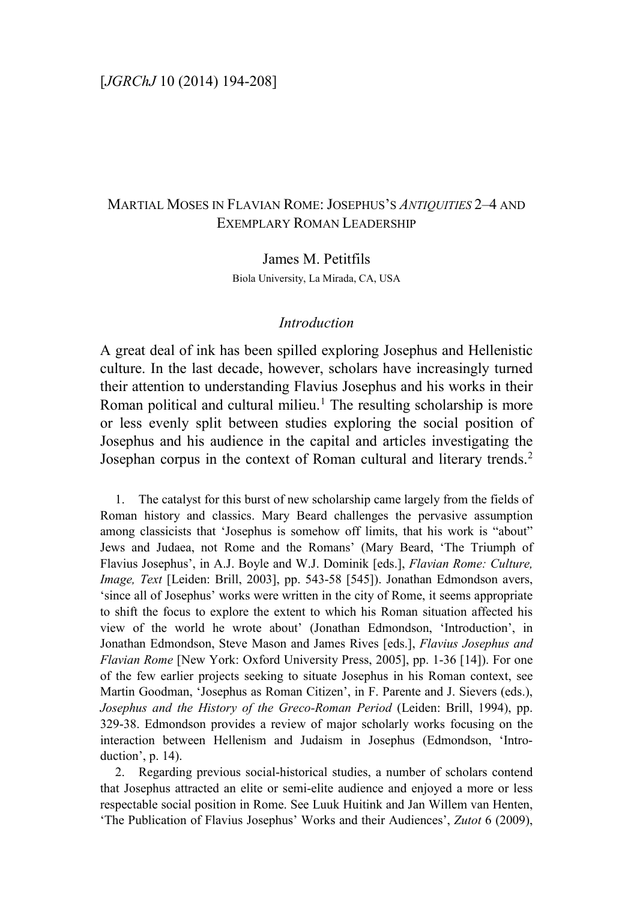[*JGRChJ* 10 (2014) 194-208]

# Martial Moses in Flavian Rome: Josephus's *Antiquities* 2–4 and Exemplary Roman Leadership

James M. Petitfils

Biola University, La Mirada, CA, USA

## *Introduction*

A great deal of ink has been spilled exploring Josephus and Hellenistic culture. In the last decade, however, scholars have increasingly turned their attention to understanding Flavius Josephus and his works in their Roman political and cultural milieu.[1] The resulting scholarship is more or less evenly split between studies exploring the social position of Josephus and his audience in the capital and articles investigating the Josephan corpus in the context of Roman cultural and literary trends.[2]

1. The catalyst for this burst of new scholarship came largely from the fields of Roman history and classics. Mary Beard challenges the pervasive assumption among classicists that 'Josephus is somehow off limits, that his work is "about" Jews and Judaea, not Rome and the Romans' (Mary Beard, 'The Triumph of Flavius Josephus', in A.J. Boyle and W.J. Dominik [eds.], *Flavian Rome: Culture, Image, Text* [Leiden: Brill, 2003], pp. 543-58 [545]). Jonathan Edmondson avers, 'since all of Josephus' works were written in the city of Rome, it seems appropriate to shift the focus to explore the extent to which his Roman situation affected his view of the world he wrote about' (Jonathan Edmondson, 'Introduction', in Jonathan Edmondson, Steve Mason and James Rives [eds.], *Flavius Josephus and Flavian Rome* [New York: Oxford University Press, 2005], pp. 1-36 [14]). For one of the few earlier projects seeking to situate Josephus in his Roman context, see Martin Goodman, 'Josephus as Roman Citizen', in F. Parente and J. Sievers (eds.), *Josephus and the History of the Greco-Roman Period* (Leiden: Brill, 1994), pp. 329-38. Edmondson provides a review of major scholarly works focusing on the interaction between Hellenism and Judaism in Josephus (Edmondson, 'Introduction', p. 14).

2. Regarding previous social-historical studies, a number of scholars contend that Josephus attracted an elite or semi-elite audience and enjoyed a more or less respectable social position in Rome. See Luuk Huitink and Jan Willem van Henten, 'The Publication of Flavius Josephus' Works and their Audiences', *Zutot* 6 (2009),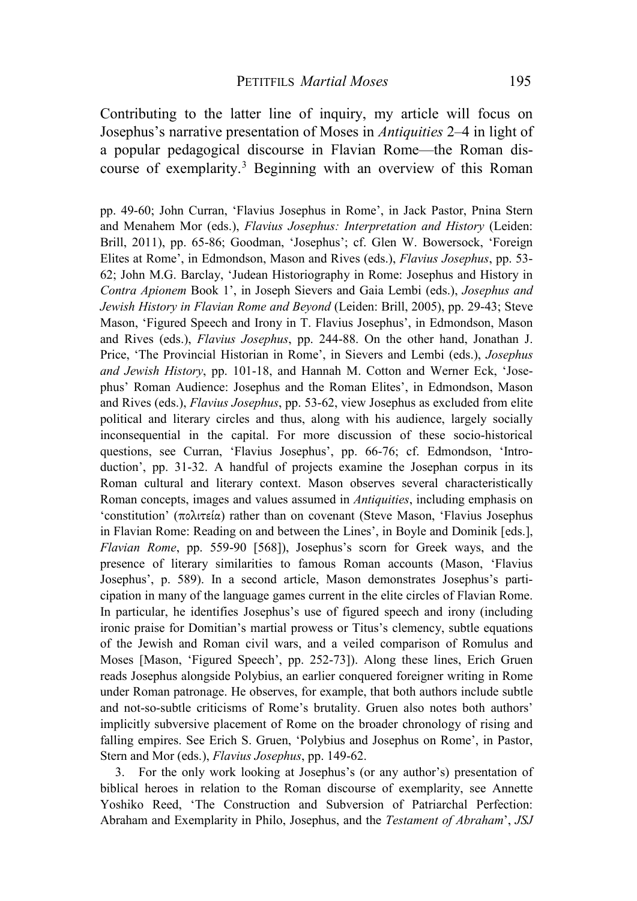Contributing to the latter line of inquiry, my article will focus on Josephus's narrative presentation of Moses in *Antiquities* 2–4 in light of a popular pedagogical discourse in Flavian Rome—the Roman discourse of exemplarity.[3] Beginning with an overview of this Roman

pp. 49-60; John Curran, 'Flavius Josephus in Rome', in Jack Pastor, Pnina Stern and Menahem Mor (eds.), *Flavius Josephus: Interpretation and History* (Leiden: Brill, 2011), pp. 65-86; Goodman, 'Josephus'; cf. Glen W. Bowersock, 'Foreign Elites at Rome', in Edmondson, Mason and Rives (eds.), *Flavius Josephus*, pp. 53-62; John M.G. Barclay, 'Judean Historiography in Rome: Josephus and History in *Contra Apionem* Book 1', in Joseph Sievers and Gaia Lembi (eds.), *Josephus and Jewish History in Flavian Rome and Beyond* (Leiden: Brill, 2005), pp. 29-43; Steve Mason, 'Figured Speech and Irony in T. Flavius Josephus', in Edmondson, Mason and Rives (eds.), *Flavius Josephus*, pp. 244-88. On the other hand, Jonathan J. Price, 'The Provincial Historian in Rome', in Sievers and Lembi (eds.), *Josephus and Jewish History*, pp. 101-18, and Hannah M. Cotton and Werner Eck, 'Josephus' Roman Audience: Josephus and the Roman Elites', in Edmondson, Mason and Rives (eds.), *Flavius Josephus*, pp. 53-62, view Josephus as excluded from elite political and literary circles and thus, along with his audience, largely socially inconsequential in the capital. For more discussion of these socio-historical questions, see Curran, 'Flavius Josephus', pp. 66-76; cf. Edmondson, 'Introduction', pp. 31-32. A handful of projects examine the Josephan corpus in its Roman cultural and literary context. Mason observes several characteristically Roman concepts, images and values assumed in *Antiquities*, including emphasis on 'constitution' (πολιτεία) rather than on covenant (Steve Mason, 'Flavius Josephus in Flavian Rome: Reading on and between the Lines', in Boyle and Dominik [eds.], *Flavian Rome*, pp. 559-90 [568]), Josephus's scorn for Greek ways, and the presence of literary similarities to famous Roman accounts (Mason, 'Flavius Josephus', p. 589). In a second article, Mason demonstrates Josephus's participation in many of the language games current in the elite circles of Flavian Rome. In particular, he identifies Josephus's use of figured speech and irony (including ironic praise for Domitian's martial prowess or Titus's clemency, subtle equations of the Jewish and Roman civil wars, and a veiled comparison of Romulus and Moses [Mason, 'Figured Speech', pp. 252-73]). Along these lines, Erich Gruen reads Josephus alongside Polybius, an earlier conquered foreigner writing in Rome under Roman patronage. He observes, for example, that both authors include subtle and not-so-subtle criticisms of Rome's brutality. Gruen also notes both authors' implicitly subversive placement of Rome on the broader chronology of rising and falling empires. See Erich S. Gruen, 'Polybius and Josephus on Rome', in Pastor, Stern and Mor (eds.), *Flavius Josephus*, pp. 149-62.

3. For the only work looking at Josephus's (or any author's) presentation of biblical heroes in relation to the Roman discourse of exemplarity, see Annette Yoshiko Reed, 'The Construction and Subversion of Patriarchal Perfection: Abraham and Exemplarity in Philo, Josephus, and the *Testament of Abraham*', *JSJ*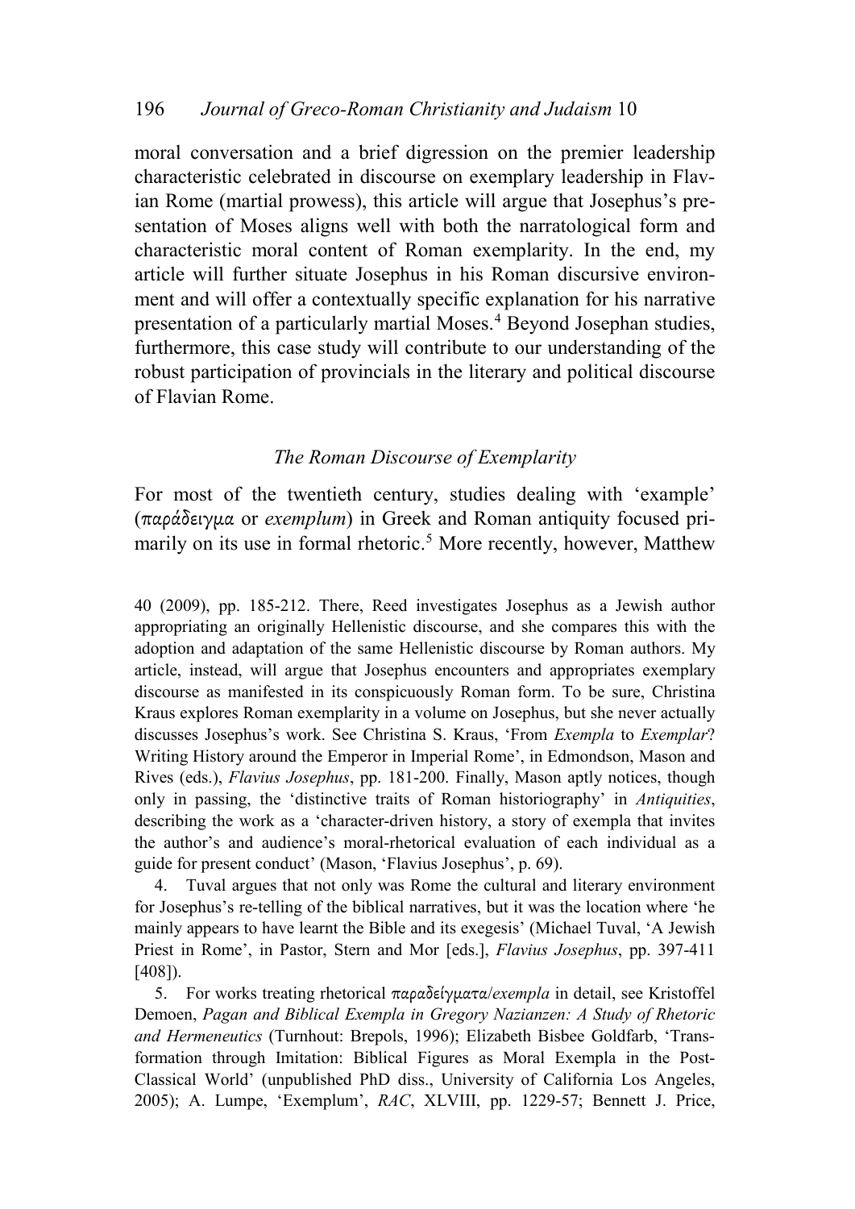moral conversation and a brief digression on the premier leadership characteristic celebrated in discourse on exemplary leadership in Flavian Rome (martial prowess), this article will argue that Josephus's presentation of Moses aligns well with both the narratological form and characteristic moral content of Roman exemplarity. In the end, my article will further situate Josephus in his Roman discursive environment and will offer a contextually specific explanation for his narrative presentation of a particularly martial Moses.[4] Beyond Josephan studies, furthermore, this case study will contribute to our understanding of the robust participation of provincials in the literary and political discourse of Flavian Rome.

## *The Roman Discourse of Exemplarity*

For most of the twentieth century, studies dealing with 'example' (παράδειγμα or *exemplum*) in Greek and Roman antiquity focused primarily on its use in formal rhetoric.[5] More recently, however, Matthew

40 (2009), pp. 185-212. There, Reed investigates Josephus as a Jewish author appropriating an originally Hellenistic discourse, and she compares this with the adoption and adaptation of the same Hellenistic discourse by Roman authors. My article, instead, will argue that Josephus encounters and appropriates exemplary discourse as manifested in its conspicuously Roman form. To be sure, Christina Kraus explores Roman exemplarity in a volume on Josephus, but she never actually discusses Josephus's work. See Christina S. Kraus, 'From *Exempla* to *Exemplar*? Writing History around the Emperor in Imperial Rome', in Edmondson, Mason and Rives (eds.), *Flavius Josephus*, pp. 181-200. Finally, Mason aptly notices, though only in passing, the 'distinctive traits of Roman historiography' in *Antiquities*, describing the work as a 'character-driven history, a story of exempla that invites the author's and audience's moral-rhetorical evaluation of each individual as a guide for present conduct' (Mason, 'Flavius Josephus', p. 69).

4. Tuval argues that not only was Rome the cultural and literary environment for Josephus's re-telling of the biblical narratives, but it was the location where 'he mainly appears to have learnt the Bible and its exegesis' (Michael Tuval, 'A Jewish Priest in Rome', in Pastor, Stern and Mor [eds.], *Flavius Josephus*, pp. 397-411 [408]).

5. For works treating rhetorical παραδείγματα/*exempla* in detail, see Kristoffel Demoen, *Pagan and Biblical Exempla in Gregory Nazianzen: A Study of Rhetoric and Hermeneutics* (Turnhout: Brepols, 1996); Elizabeth Bisbee Goldfarb, 'Transformation through Imitation: Biblical Figures as Moral Exempla in the Post-Classical World' (unpublished PhD diss., University of California Los Angeles, 2005); A. Lumpe, 'Exemplum', *RAC*, XLVIII, pp. 1229-57; Bennett J. Price,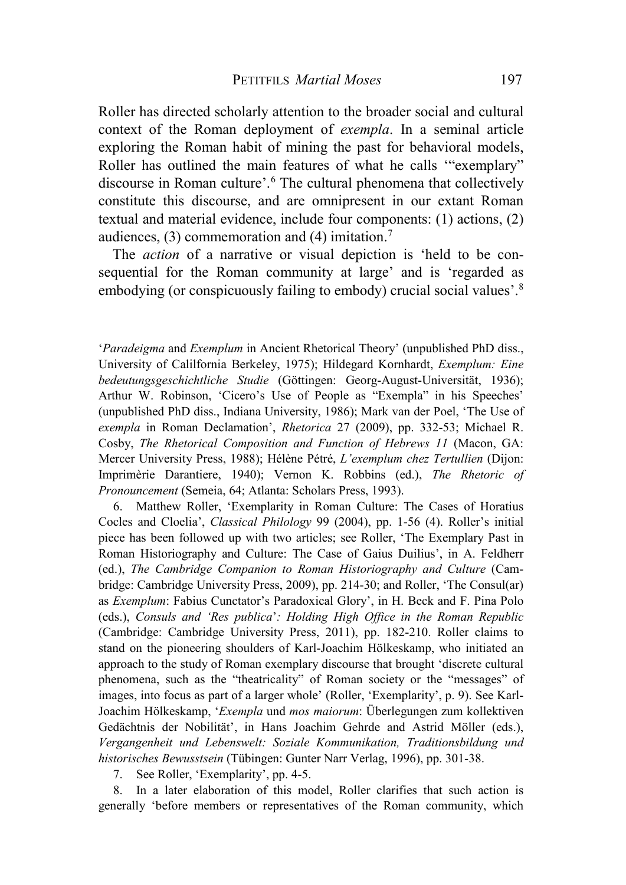Roller has directed scholarly attention to the broader social and cultural context of the Roman deployment of *exempla*. In a seminal article exploring the Roman habit of mining the past for behavioral models, Roller has outlined the main features of what he calls '"exemplary" discourse in Roman culture'.[6] The cultural phenomena that collectively constitute this discourse, and are omnipresent in our extant Roman textual and material evidence, include four components: (1) actions, (2) audiences, (3) commemoration and (4) imitation.[7]

The *action* of a narrative or visual depiction is 'held to be consequential for the Roman community at large' and is 'regarded as embodying (or conspicuously failing to embody) crucial social values'.[8]

---

'*Paradeigma* and *Exemplum* in Ancient Rhetorical Theory' (unpublished PhD diss., University of Calilfornia Berkeley, 1975); Hildegard Kornhardt, *Exemplum: Eine bedeutungsgeschichtliche Studie* (Göttingen: Georg-August-Universität, 1936); Arthur W. Robinson, 'Cicero's Use of People as "Exempla" in his Speeches' (unpublished PhD diss., Indiana University, 1986); Mark van der Poel, 'The Use of *exempla* in Roman Declamation', *Rhetorica* 27 (2009), pp. 332-53; Michael R. Cosby, *The Rhetorical Composition and Function of Hebrews 11* (Macon, GA: Mercer University Press, 1988); Hélène Pétré, *L'exemplum chez Tertullien* (Dijon: Imprimèrie Darantiere, 1940); Vernon K. Robbins (ed.), *The Rhetoric of Pronouncement* (Semeia, 64; Atlanta: Scholars Press, 1993).

6. Matthew Roller, 'Exemplarity in Roman Culture: The Cases of Horatius Cocles and Cloelia', *Classical Philology* 99 (2004), pp. 1-56 (4). Roller's initial piece has been followed up with two articles; see Roller, 'The Exemplary Past in Roman Historiography and Culture: The Case of Gaius Duilius', in A. Feldherr (ed.), *The Cambridge Companion to Roman Historiography and Culture* (Cambridge: Cambridge University Press, 2009), pp. 214-30; and Roller, 'The Consul(ar) as *Exemplum*: Fabius Cunctator's Paradoxical Glory', in H. Beck and F. Pina Polo (eds.), *Consuls and 'Res publica': Holding High Office in the Roman Republic* (Cambridge: Cambridge University Press, 2011), pp. 182-210. Roller claims to stand on the pioneering shoulders of Karl-Joachim Hölkeskamp, who initiated an approach to the study of Roman exemplary discourse that brought 'discrete cultural phenomena, such as the "theatricality" of Roman society or the "messages" of images, into focus as part of a larger whole' (Roller, 'Exemplarity', p. 9). See Karl-Joachim Hölkeskamp, '*Exempla* und *mos maiorum*: Überlegungen zum kollektiven Gedächtnis der Nobilität', in Hans Joachim Gehrde and Astrid Möller (eds.), *Vergangenheit und Lebenswelt: Soziale Kommunikation, Traditionsbildung und historisches Bewusstsein* (Tübingen: Gunter Narr Verlag, 1996), pp. 301-38.

7. See Roller, 'Exemplarity', pp. 4-5.

8. In a later elaboration of this model, Roller clarifies that such action is generally 'before members or representatives of the Roman community, which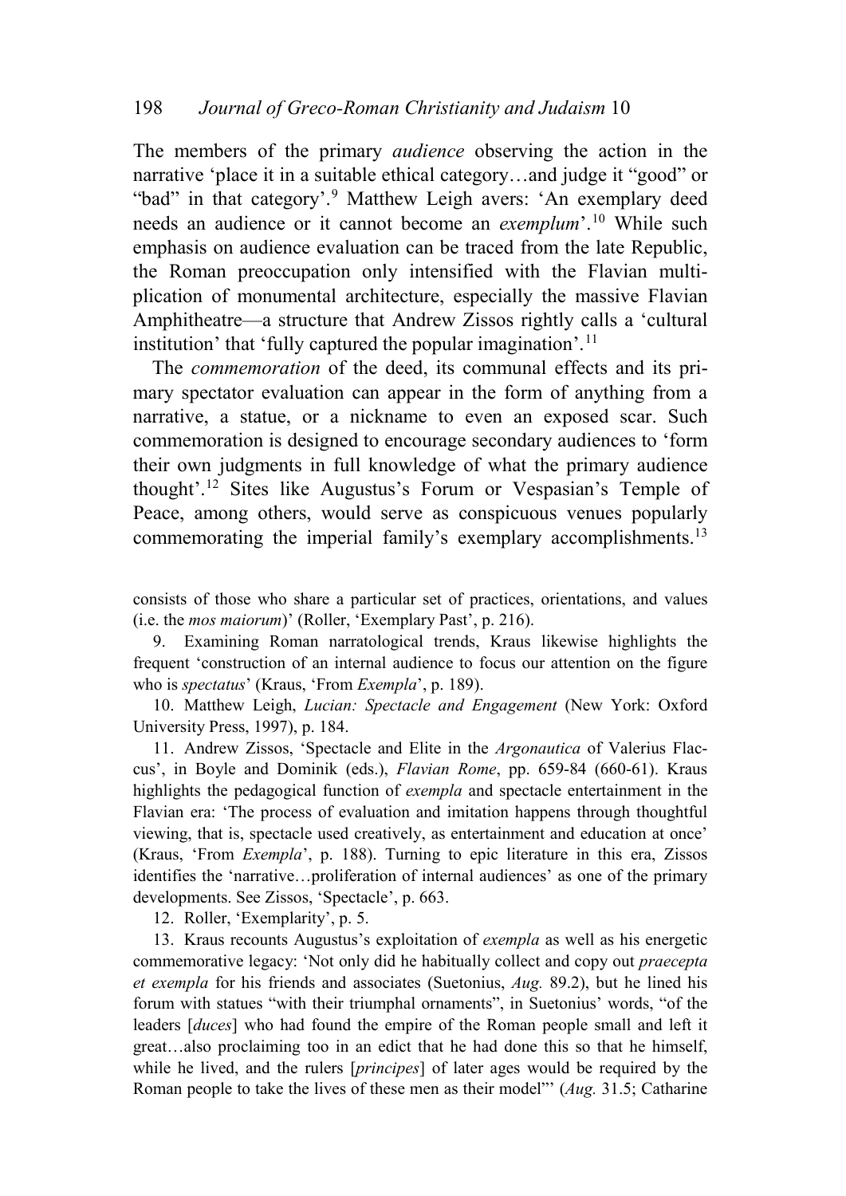The members of the primary *audience* observing the action in the narrative 'place it in a suitable ethical category…and judge it "good" or "bad" in that category'.[9] Matthew Leigh avers: 'An exemplary deed needs an audience or it cannot become an *exemplum*'.[10] While such emphasis on audience evaluation can be traced from the late Republic, the Roman preoccupation only intensified with the Flavian multiplication of monumental architecture, especially the massive Flavian Amphitheatre—a structure that Andrew Zissos rightly calls a 'cultural institution' that 'fully captured the popular imagination'.[11]

The *commemoration* of the deed, its communal effects and its primary spectator evaluation can appear in the form of anything from a narrative, a statue, or a nickname to even an exposed scar. Such commemoration is designed to encourage secondary audiences to 'form their own judgments in full knowledge of what the primary audience thought'.[12] Sites like Augustus's Forum or Vespasian's Temple of Peace, among others, would serve as conspicuous venues popularly commemorating the imperial family's exemplary accomplishments.[13]

consists of those who share a particular set of practices, orientations, and values (i.e. the *mos maiorum*)' (Roller, 'Exemplary Past', p. 216).

9. Examining Roman narratological trends, Kraus likewise highlights the frequent 'construction of an internal audience to focus our attention on the figure who is *spectatus*' (Kraus, 'From *Exempla*', p. 189).

10. Matthew Leigh, *Lucian: Spectacle and Engagement* (New York: Oxford University Press, 1997), p. 184.

11. Andrew Zissos, 'Spectacle and Elite in the *Argonautica* of Valerius Flaccus', in Boyle and Dominik (eds.), *Flavian Rome*, pp. 659-84 (660-61). Kraus highlights the pedagogical function of *exempla* and spectacle entertainment in the Flavian era: 'The process of evaluation and imitation happens through thoughtful viewing, that is, spectacle used creatively, as entertainment and education at once' (Kraus, 'From *Exempla*', p. 188). Turning to epic literature in this era, Zissos identifies the 'narrative…proliferation of internal audiences' as one of the primary developments. See Zissos, 'Spectacle', p. 663.

12. Roller, 'Exemplarity', p. 5.

13. Kraus recounts Augustus's exploitation of *exempla* as well as his energetic commemorative legacy: 'Not only did he habitually collect and copy out *praecepta et exempla* for his friends and associates (Suetonius, *Aug.* 89.2), but he lined his forum with statues "with their triumphal ornaments", in Suetonius' words, "of the leaders [*duces*] who had found the empire of the Roman people small and left it great…also proclaiming too in an edict that he had done this so that he himself, while he lived, and the rulers [*principes*] of later ages would be required by the Roman people to take the lives of these men as their model"' (*Aug.* 31.5; Catharine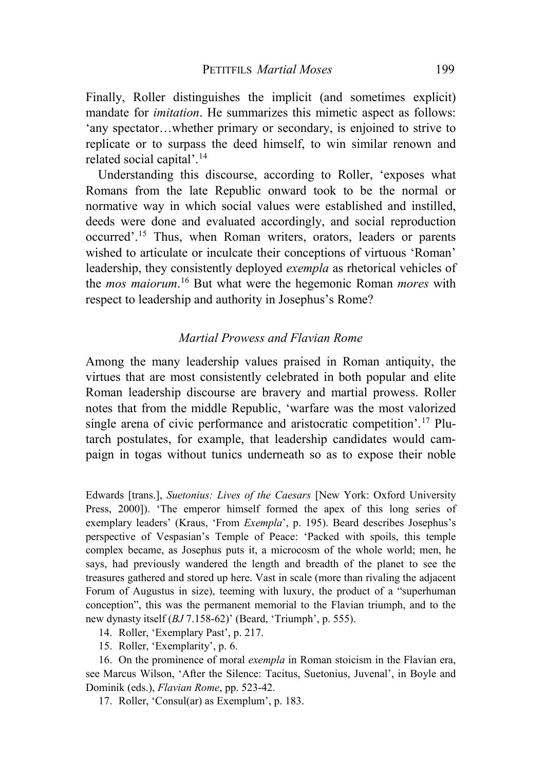Finally, Roller distinguishes the implicit (and sometimes explicit) mandate for *imitation*. He summarizes this mimetic aspect as follows: 'any spectator…whether primary or secondary, is enjoined to strive to replicate or to surpass the deed himself, to win similar renown and related social capital'.[14]

Understanding this discourse, according to Roller, 'exposes what Romans from the late Republic onward took to be the normal or normative way in which social values were established and instilled, deeds were done and evaluated accordingly, and social reproduction occurred'.[15] Thus, when Roman writers, orators, leaders or parents wished to articulate or inculcate their conceptions of virtuous 'Roman' leadership, they consistently deployed *exempla* as rhetorical vehicles of the *mos maiorum*.[16] But what were the hegemonic Roman *mores* with respect to leadership and authority in Josephus's Rome?

### *Martial Prowess and Flavian Rome*

Among the many leadership values praised in Roman antiquity, the virtues that are most consistently celebrated in both popular and elite Roman leadership discourse are bravery and martial prowess. Roller notes that from the middle Republic, 'warfare was the most valorized single arena of civic performance and aristocratic competition'.[17] Plutarch postulates, for example, that leadership candidates would campaign in togas without tunics underneath so as to expose their noble

---

Edwards [trans.], *Suetonius: Lives of the Caesars* [New York: Oxford University Press, 2000]). 'The emperor himself formed the apex of this long series of exemplary leaders' (Kraus, 'From *Exempla*', p. 195). Beard describes Josephus's perspective of Vespasian's Temple of Peace: 'Packed with spoils, this temple complex became, as Josephus puts it, a microcosm of the whole world; men, he says, had previously wandered the length and breadth of the planet to see the treasures gathered and stored up here. Vast in scale (more than rivaling the adjacent Forum of Augustus in size), teeming with luxury, the product of a "superhuman conception", this was the permanent memorial to the Flavian triumph, and to the new dynasty itself (*BJ* 7.158-62)' (Beard, 'Triumph', p. 555).

14. Roller, 'Exemplary Past', p. 217.

15. Roller, 'Exemplarity', p. 6.

16. On the prominence of moral *exempla* in Roman stoicism in the Flavian era, see Marcus Wilson, 'After the Silence: Tacitus, Suetonius, Juvenal', in Boyle and Dominik (eds.), *Flavian Rome*, pp. 523-42.

17. Roller, 'Consul(ar) as Exemplum', p. 183.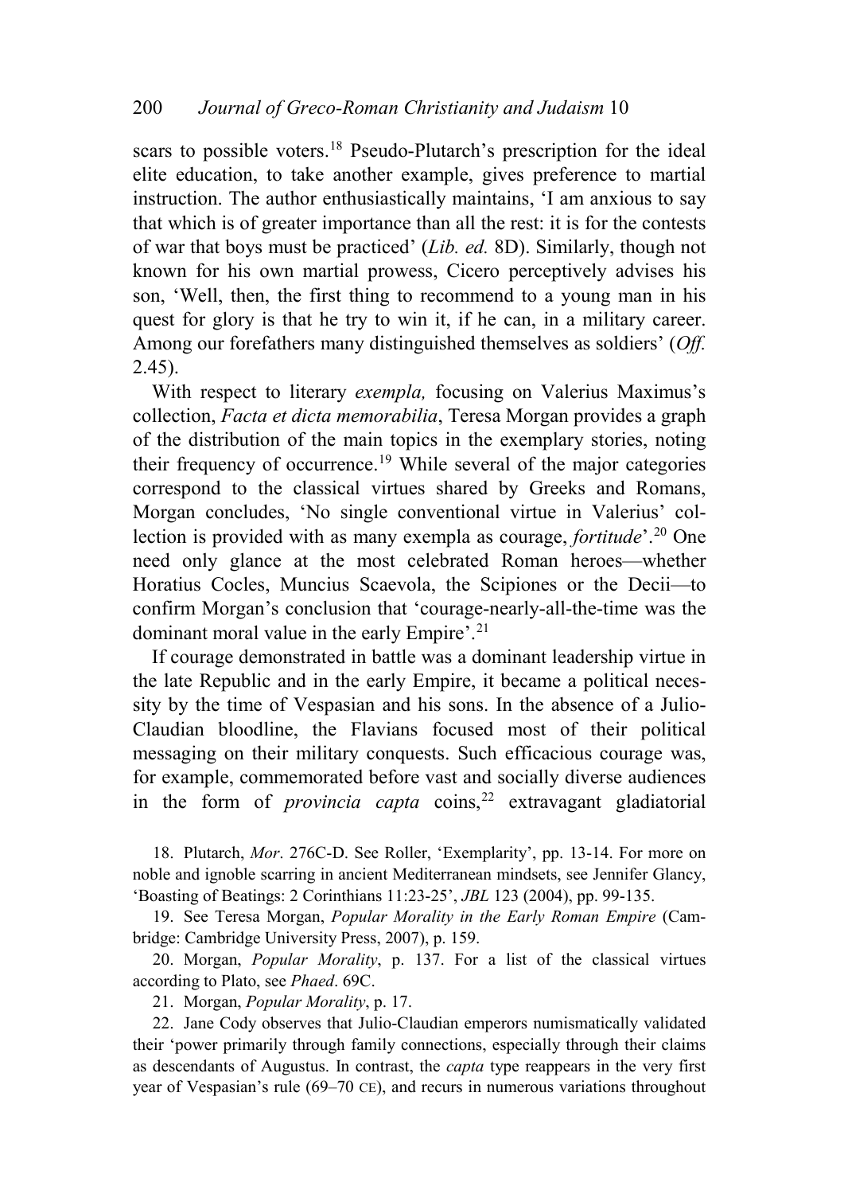scars to possible voters.[18] Pseudo-Plutarch's prescription for the ideal elite education, to take another example, gives preference to martial instruction. The author enthusiastically maintains, 'I am anxious to say that which is of greater importance than all the rest: it is for the contests of war that boys must be practiced' (*Lib. ed.* 8D). Similarly, though not known for his own martial prowess, Cicero perceptively advises his son, 'Well, then, the first thing to recommend to a young man in his quest for glory is that he try to win it, if he can, in a military career. Among our forefathers many distinguished themselves as soldiers' (*Off.* 2.45).

With respect to literary *exempla,* focusing on Valerius Maximus's collection, *Facta et dicta memorabilia*, Teresa Morgan provides a graph of the distribution of the main topics in the exemplary stories, noting their frequency of occurrence.[19] While several of the major categories correspond to the classical virtues shared by Greeks and Romans, Morgan concludes, 'No single conventional virtue in Valerius' collection is provided with as many exempla as courage, *fortitude*'.[20] One need only glance at the most celebrated Roman heroes—whether Horatius Cocles, Muncius Scaevola, the Scipiones or the Decii—to confirm Morgan's conclusion that 'courage-nearly-all-the-time was the dominant moral value in the early Empire'.[21]

If courage demonstrated in battle was a dominant leadership virtue in the late Republic and in the early Empire, it became a political necessity by the time of Vespasian and his sons. In the absence of a Julio-Claudian bloodline, the Flavians focused most of their political messaging on their military conquests. Such efficacious courage was, for example, commemorated before vast and socially diverse audiences in the form of *provincia capta* coins,[22] extravagant gladiatorial

18. Plutarch, *Mor*. 276C-D. See Roller, 'Exemplarity', pp. 13-14. For more on noble and ignoble scarring in ancient Mediterranean mindsets, see Jennifer Glancy, 'Boasting of Beatings: 2 Corinthians 11:23-25', *JBL* 123 (2004), pp. 99-135.

19. See Teresa Morgan, *Popular Morality in the Early Roman Empire* (Cambridge: Cambridge University Press, 2007), p. 159.

20. Morgan, *Popular Morality*, p. 137. For a list of the classical virtues according to Plato, see *Phaed*. 69C.

21. Morgan, *Popular Morality*, p. 17.

22. Jane Cody observes that Julio-Claudian emperors numismatically validated their 'power primarily through family connections, especially through their claims as descendants of Augustus. In contrast, the *capta* type reappears in the very first year of Vespasian's rule (69–70 CE), and recurs in numerous variations throughout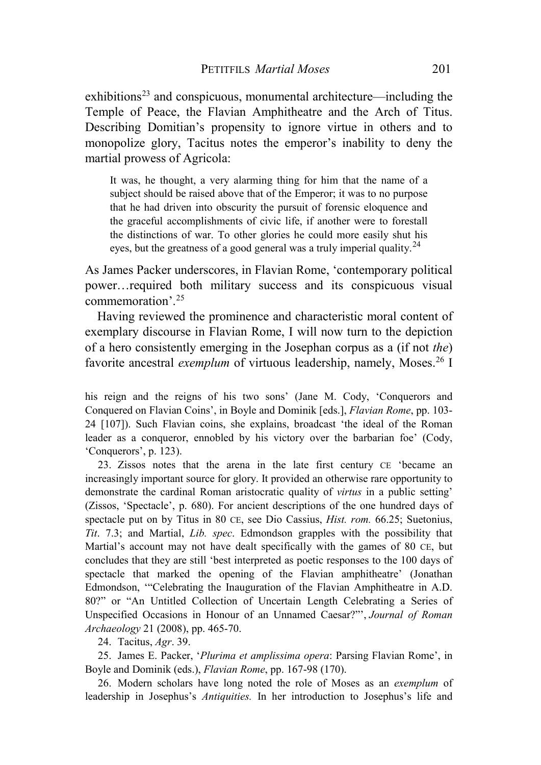exhibitions[23] and conspicuous, monumental architecture—including the Temple of Peace, the Flavian Amphitheatre and the Arch of Titus. Describing Domitian's propensity to ignore virtue in others and to monopolize glory, Tacitus notes the emperor's inability to deny the martial prowess of Agricola:

> It was, he thought, a very alarming thing for him that the name of a subject should be raised above that of the Emperor; it was to no purpose that he had driven into obscurity the pursuit of forensic eloquence and the graceful accomplishments of civic life, if another were to forestall the distinctions of war. To other glories he could more easily shut his eyes, but the greatness of a good general was a truly imperial quality.[24]

As James Packer underscores, in Flavian Rome, 'contemporary political power…required both military success and its conspicuous visual commemoration'.[25]

Having reviewed the prominence and characteristic moral content of exemplary discourse in Flavian Rome, I will now turn to the depiction of a hero consistently emerging in the Josephan corpus as a (if not *the*) favorite ancestral *exemplum* of virtuous leadership, namely, Moses.[26] I

---

his reign and the reigns of his two sons' (Jane M. Cody, 'Conquerors and Conquered on Flavian Coins', in Boyle and Dominik [eds.], *Flavian Rome*, pp. 103-24 [107]). Such Flavian coins, she explains, broadcast 'the ideal of the Roman leader as a conqueror, ennobled by his victory over the barbarian foe' (Cody, 'Conquerors', p. 123).

23. Zissos notes that the arena in the late first century CE 'became an increasingly important source for glory. It provided an otherwise rare opportunity to demonstrate the cardinal Roman aristocratic quality of *virtus* in a public setting' (Zissos, 'Spectacle', p. 680). For ancient descriptions of the one hundred days of spectacle put on by Titus in 80 CE, see Dio Cassius, *Hist. rom.* 66.25; Suetonius, *Tit*. 7.3; and Martial, *Lib. spec*. Edmondson grapples with the possibility that Martial's account may not have dealt specifically with the games of 80 CE, but concludes that they are still 'best interpreted as poetic responses to the 100 days of spectacle that marked the opening of the Flavian amphitheatre' (Jonathan Edmondson, '"Celebrating the Inauguration of the Flavian Amphitheatre in A.D. 80?" or "An Untitled Collection of Uncertain Length Celebrating a Series of Unspecified Occasions in Honour of an Unnamed Caesar?"', *Journal of Roman Archaeology* 21 (2008), pp. 465-70.

24. Tacitus, *Agr*. 39.

25. James E. Packer, '*Plurima et amplissima opera*: Parsing Flavian Rome', in Boyle and Dominik (eds.), *Flavian Rome*, pp. 167-98 (170).

26. Modern scholars have long noted the role of Moses as an *exemplum* of leadership in Josephus's *Antiquities.* In her introduction to Josephus's life and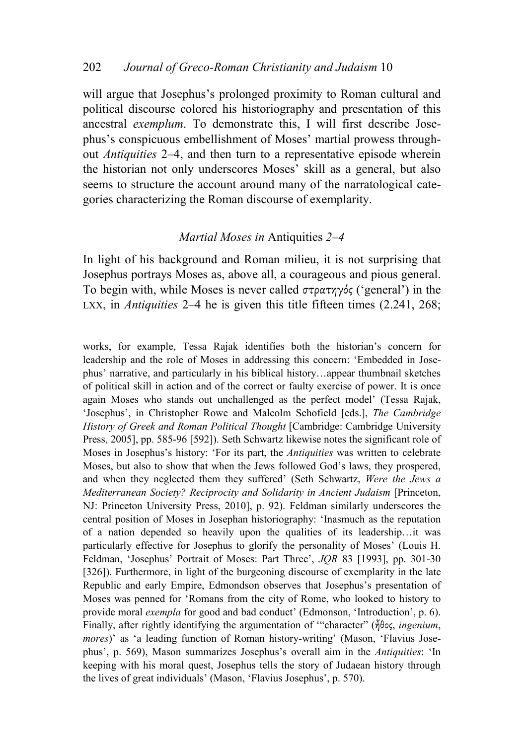will argue that Josephus's prolonged proximity to Roman cultural and political discourse colored his historiography and presentation of this ancestral *exemplum*. To demonstrate this, I will first describe Josephus's conspicuous embellishment of Moses' martial prowess throughout *Antiquities* 2–4, and then turn to a representative episode wherein the historian not only underscores Moses' skill as a general, but also seems to structure the account around many of the narratological categories characterizing the Roman discourse of exemplarity.

## *Martial Moses in* Antiquities *2–4*

In light of his background and Roman milieu, it is not surprising that Josephus portrays Moses as, above all, a courageous and pious general. To begin with, while Moses is never called στρατηγός ('general') in the LXX, in *Antiquities* 2–4 he is given this title fifteen times (2.241, 268;

works, for example, Tessa Rajak identifies both the historian's concern for leadership and the role of Moses in addressing this concern: 'Embedded in Josephus' narrative, and particularly in his biblical history…appear thumbnail sketches of political skill in action and of the correct or faulty exercise of power. It is once again Moses who stands out unchallenged as the perfect model' (Tessa Rajak, 'Josephus', in Christopher Rowe and Malcolm Schofield [eds.], *The Cambridge History of Greek and Roman Political Thought* [Cambridge: Cambridge University Press, 2005], pp. 585-96 [592]). Seth Schwartz likewise notes the significant role of Moses in Josephus's history: 'For its part, the *Antiquities* was written to celebrate Moses, but also to show that when the Jews followed God's laws, they prospered, and when they neglected them they suffered' (Seth Schwartz, *Were the Jews a Mediterranean Society? Reciprocity and Solidarity in Ancient Judaism* [Princeton, NJ: Princeton University Press, 2010], p. 92). Feldman similarly underscores the central position of Moses in Josephan historiography: 'Inasmuch as the reputation of a nation depended so heavily upon the qualities of its leadership…it was particularly effective for Josephus to glorify the personality of Moses' (Louis H. Feldman, 'Josephus' Portrait of Moses: Part Three', *JQR* 83 [1993], pp. 301-30 [326]). Furthermore, in light of the burgeoning discourse of exemplarity in the late Republic and early Empire, Edmondson observes that Josephus's presentation of Moses was penned for 'Romans from the city of Rome, who looked to history to provide moral *exempla* for good and bad conduct' (Edmonson, 'Introduction', p. 6). Finally, after rightly identifying the argumentation of '"character" (ἦθος, *ingenium*, *mores*)' as 'a leading function of Roman history-writing' (Mason, 'Flavius Josephus', p. 569), Mason summarizes Josephus's overall aim in the *Antiquities*: 'In keeping with his moral quest, Josephus tells the story of Judaean history through the lives of great individuals' (Mason, 'Flavius Josephus', p. 570).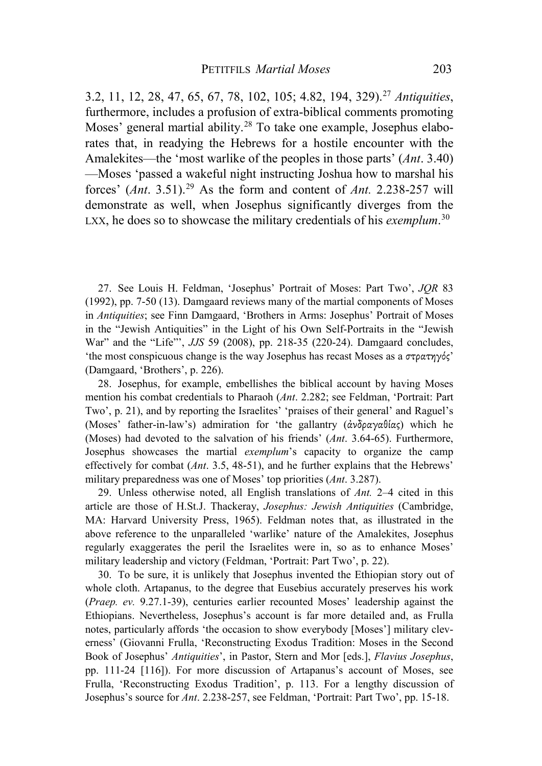3.2, 11, 12, 28, 47, 65, 67, 78, 102, 105; 4.82, 194, 329).[27] *Antiquities*, furthermore, includes a profusion of extra-biblical comments promoting Moses' general martial ability.[28] To take one example, Josephus elaborates that, in readying the Hebrews for a hostile encounter with the Amalekites—the 'most warlike of the peoples in those parts' (*Ant*. 3.40)—Moses 'passed a wakeful night instructing Joshua how to marshal his forces' (*Ant*. 3.51).[29] As the form and content of *Ant.* 2.238-257 will demonstrate as well, when Josephus significantly diverges from the LXX, he does so to showcase the military credentials of his *exemplum*.[30]

27. See Louis H. Feldman, 'Josephus' Portrait of Moses: Part Two', *JQR* 83 (1992), pp. 7-50 (13). Damgaard reviews many of the martial components of Moses in *Antiquities*; see Finn Damgaard, 'Brothers in Arms: Josephus' Portrait of Moses in the "Jewish Antiquities" in the Light of his Own Self-Portraits in the "Jewish War" and the "Life"', *JJS* 59 (2008), pp. 218-35 (220-24). Damgaard concludes, 'the most conspicuous change is the way Josephus has recast Moses as a στρατηγός' (Damgaard, 'Brothers', p. 226).

28. Josephus, for example, embellishes the biblical account by having Moses mention his combat credentials to Pharaoh (*Ant*. 2.282; see Feldman, 'Portrait: Part Two', p. 21), and by reporting the Israelites' 'praises of their general' and Raguel's (Moses' father-in-law's) admiration for 'the gallantry (ἀνδραγαθίας) which he (Moses) had devoted to the salvation of his friends' (*Ant*. 3.64-65). Furthermore, Josephus showcases the martial *exemplum*'s capacity to organize the camp effectively for combat (*Ant*. 3.5, 48-51), and he further explains that the Hebrews' military preparedness was one of Moses' top priorities (*Ant*. 3.287).

29. Unless otherwise noted, all English translations of *Ant.* 2–4 cited in this article are those of H.St.J. Thackeray, *Josephus: Jewish Antiquities* (Cambridge, MA: Harvard University Press, 1965). Feldman notes that, as illustrated in the above reference to the unparalleled 'warlike' nature of the Amalekites, Josephus regularly exaggerates the peril the Israelites were in, so as to enhance Moses' military leadership and victory (Feldman, 'Portrait: Part Two', p. 22).

30. To be sure, it is unlikely that Josephus invented the Ethiopian story out of whole cloth. Artapanus, to the degree that Eusebius accurately preserves his work (*Praep. ev.* 9.27.1-39), centuries earlier recounted Moses' leadership against the Ethiopians. Nevertheless, Josephus's account is far more detailed and, as Frulla notes, particularly affords 'the occasion to show everybody [Moses'] military cleverness' (Giovanni Frulla, 'Reconstructing Exodus Tradition: Moses in the Second Book of Josephus' *Antiquities*', in Pastor, Stern and Mor [eds.], *Flavius Josephus*, pp. 111-24 [116]). For more discussion of Artapanus's account of Moses, see Frulla, 'Reconstructing Exodus Tradition', p. 113. For a lengthy discussion of Josephus's source for *Ant*. 2.238-257, see Feldman, 'Portrait: Part Two', pp. 15-18.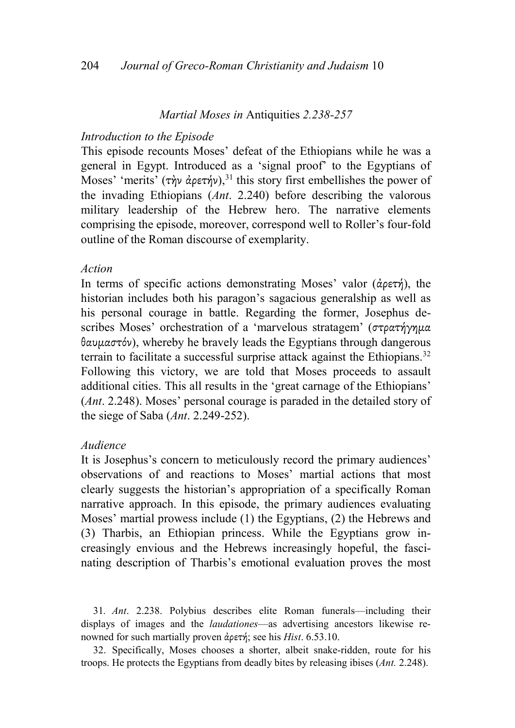## *Martial Moses in* Antiquities *2.238-257*

### *Introduction to the Episode*

This episode recounts Moses' defeat of the Ethiopians while he was a general in Egypt. Introduced as a 'signal proof' to the Egyptians of Moses' 'merits' (τὴν ἀρετήν),[31] this story first embellishes the power of the invading Ethiopians (*Ant*. 2.240) before describing the valorous military leadership of the Hebrew hero. The narrative elements comprising the episode, moreover, correspond well to Roller's four-fold outline of the Roman discourse of exemplarity.

### *Action*

In terms of specific actions demonstrating Moses' valor (ἀρετή), the historian includes both his paragon's sagacious generalship as well as his personal courage in battle. Regarding the former, Josephus describes Moses' orchestration of a 'marvelous stratagem' (στρατήγημα θαυμαστόν), whereby he bravely leads the Egyptians through dangerous terrain to facilitate a successful surprise attack against the Ethiopians.[32] Following this victory, we are told that Moses proceeds to assault additional cities. This all results in the 'great carnage of the Ethiopians' (*Ant*. 2.248). Moses' personal courage is paraded in the detailed story of the siege of Saba (*Ant*. 2.249-252).

### *Audience*

It is Josephus's concern to meticulously record the primary audiences' observations of and reactions to Moses' martial actions that most clearly suggests the historian's appropriation of a specifically Roman narrative approach. In this episode, the primary audiences evaluating Moses' martial prowess include (1) the Egyptians, (2) the Hebrews and (3) Tharbis, an Ethiopian princess. While the Egyptians grow increasingly envious and the Hebrews increasingly hopeful, the fascinating description of Tharbis's emotional evaluation proves the most

31. *Ant*. 2.238. Polybius describes elite Roman funerals—including their displays of images and the *laudationes*—as advertising ancestors likewise renowned for such martially proven ἀρετή; see his *Hist*. 6.53.10.

32. Specifically, Moses chooses a shorter, albeit snake-ridden, route for his troops. He protects the Egyptians from deadly bites by releasing ibises (*Ant.* 2.248).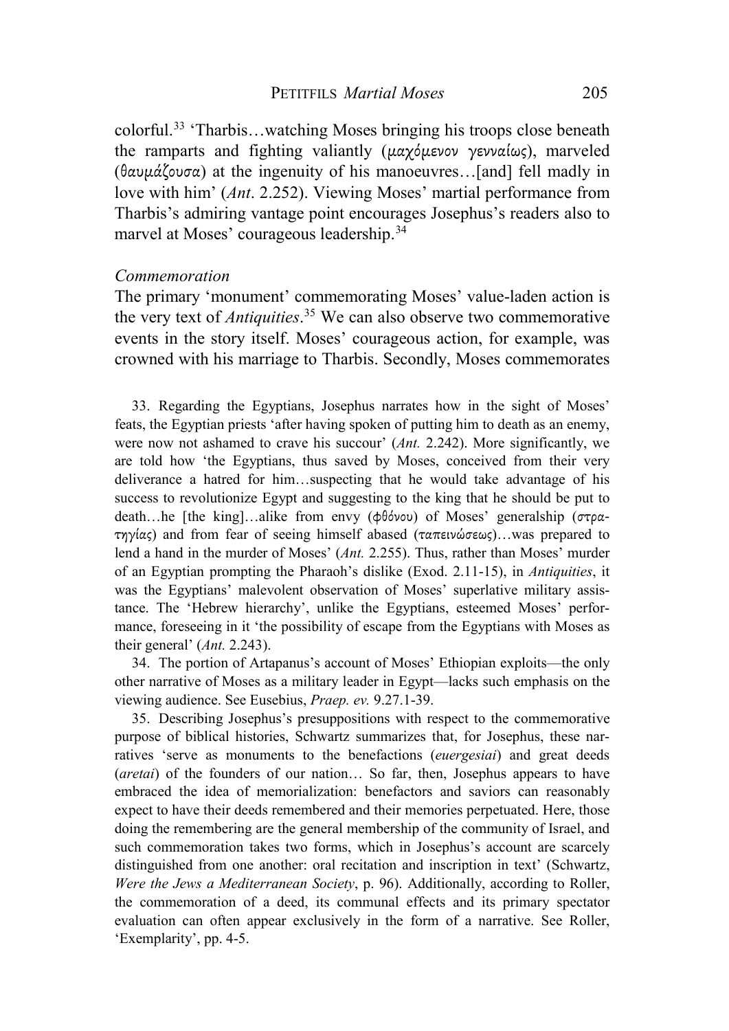colorful.[33] 'Tharbis…watching Moses bringing his troops close beneath the ramparts and fighting valiantly (μαχόμενον γενναίως), marveled (θαυμάζουσα) at the ingenuity of his manoeuvres…[and] fell madly in love with him' (*Ant*. 2.252). Viewing Moses' martial performance from Tharbis's admiring vantage point encourages Josephus's readers also to marvel at Moses' courageous leadership.[34]

*Commemoration*

The primary 'monument' commemorating Moses' value-laden action is the very text of *Antiquities*.[35] We can also observe two commemorative events in the story itself. Moses' courageous action, for example, was crowned with his marriage to Tharbis. Secondly, Moses commemorates

33. Regarding the Egyptians, Josephus narrates how in the sight of Moses' feats, the Egyptian priests 'after having spoken of putting him to death as an enemy, were now not ashamed to crave his succour' (*Ant.* 2.242). More significantly, we are told how 'the Egyptians, thus saved by Moses, conceived from their very deliverance a hatred for him…suspecting that he would take advantage of his success to revolutionize Egypt and suggesting to the king that he should be put to death…he [the king]…alike from envy (φθόνου) of Moses' generalship (στρατηγίας) and from fear of seeing himself abased (ταπεινώσεως)…was prepared to lend a hand in the murder of Moses' (*Ant.* 2.255). Thus, rather than Moses' murder of an Egyptian prompting the Pharaoh's dislike (Exod. 2.11-15), in *Antiquities*, it was the Egyptians' malevolent observation of Moses' superlative military assistance. The 'Hebrew hierarchy', unlike the Egyptians, esteemed Moses' performance, foreseeing in it 'the possibility of escape from the Egyptians with Moses as their general' (*Ant.* 2.243).

34. The portion of Artapanus's account of Moses' Ethiopian exploits—the only other narrative of Moses as a military leader in Egypt—lacks such emphasis on the viewing audience. See Eusebius, *Praep. ev.* 9.27.1-39.

35. Describing Josephus's presuppositions with respect to the commemorative purpose of biblical histories, Schwartz summarizes that, for Josephus, these narratives 'serve as monuments to the benefactions (*euergesiai*) and great deeds (*aretai*) of the founders of our nation… So far, then, Josephus appears to have embraced the idea of memorialization: benefactors and saviors can reasonably expect to have their deeds remembered and their memories perpetuated. Here, those doing the remembering are the general membership of the community of Israel, and such commemoration takes two forms, which in Josephus's account are scarcely distinguished from one another: oral recitation and inscription in text' (Schwartz, *Were the Jews a Mediterranean Society*, p. 96). Additionally, according to Roller, the commemoration of a deed, its communal effects and its primary spectator evaluation can often appear exclusively in the form of a narrative. See Roller, 'Exemplarity', pp. 4-5.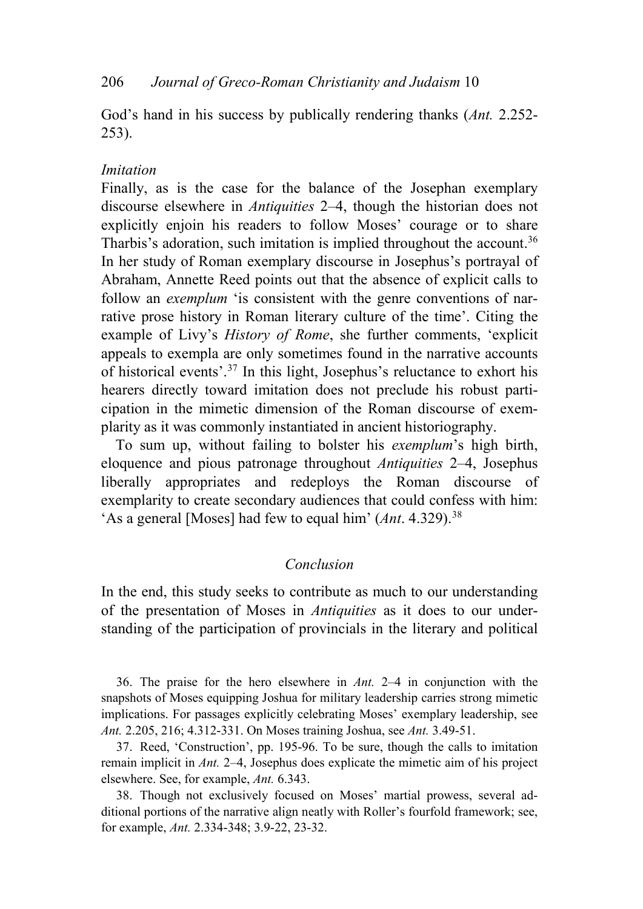God's hand in his success by publically rendering thanks (*Ant.* 2.252-253).

*Imitation*

Finally, as is the case for the balance of the Josephan exemplary discourse elsewhere in *Antiquities* 2–4, though the historian does not explicitly enjoin his readers to follow Moses' courage or to share Tharbis's adoration, such imitation is implied throughout the account.[36] In her study of Roman exemplary discourse in Josephus's portrayal of Abraham, Annette Reed points out that the absence of explicit calls to follow an *exemplum* 'is consistent with the genre conventions of narrative prose history in Roman literary culture of the time'. Citing the example of Livy's *History of Rome*, she further comments, 'explicit appeals to exempla are only sometimes found in the narrative accounts of historical events'.[37] In this light, Josephus's reluctance to exhort his hearers directly toward imitation does not preclude his robust participation in the mimetic dimension of the Roman discourse of exemplarity as it was commonly instantiated in ancient historiography.

To sum up, without failing to bolster his *exemplum*'s high birth, eloquence and pious patronage throughout *Antiquities* 2–4, Josephus liberally appropriates and redeploys the Roman discourse of exemplarity to create secondary audiences that could confess with him: 'As a general [Moses] had few to equal him' (*Ant*. 4.329).[38]

## *Conclusion*

In the end, this study seeks to contribute as much to our understanding of the presentation of Moses in *Antiquities* as it does to our understanding of the participation of provincials in the literary and political

36. The praise for the hero elsewhere in *Ant.* 2–4 in conjunction with the snapshots of Moses equipping Joshua for military leadership carries strong mimetic implications. For passages explicitly celebrating Moses' exemplary leadership, see *Ant.* 2.205, 216; 4.312-331. On Moses training Joshua, see *Ant.* 3.49-51.

37. Reed, 'Construction', pp. 195-96. To be sure, though the calls to imitation remain implicit in *Ant.* 2–4, Josephus does explicate the mimetic aim of his project elsewhere. See, for example, *Ant.* 6.343.

38. Though not exclusively focused on Moses' martial prowess, several additional portions of the narrative align neatly with Roller's fourfold framework; see, for example, *Ant.* 2.334-348; 3.9-22, 23-32.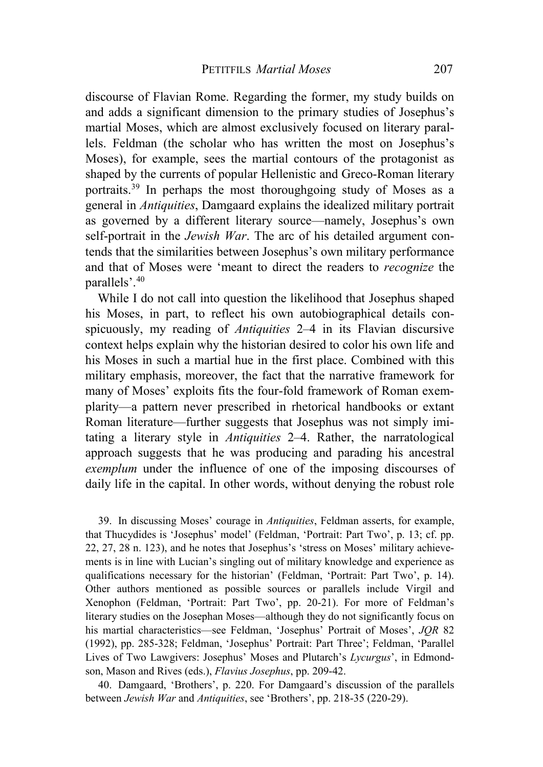discourse of Flavian Rome. Regarding the former, my study builds on and adds a significant dimension to the primary studies of Josephus's martial Moses, which are almost exclusively focused on literary parallels. Feldman (the scholar who has written the most on Josephus's Moses), for example, sees the martial contours of the protagonist as shaped by the currents of popular Hellenistic and Greco-Roman literary portraits.[39] In perhaps the most thoroughgoing study of Moses as a general in *Antiquities*, Damgaard explains the idealized military portrait as governed by a different literary source—namely, Josephus's own self-portrait in the *Jewish War*. The arc of his detailed argument contends that the similarities between Josephus's own military performance and that of Moses were 'meant to direct the readers to *recognize* the parallels'.[40]

While I do not call into question the likelihood that Josephus shaped his Moses, in part, to reflect his own autobiographical details conspicuously, my reading of *Antiquities* 2–4 in its Flavian discursive context helps explain why the historian desired to color his own life and his Moses in such a martial hue in the first place. Combined with this military emphasis, moreover, the fact that the narrative framework for many of Moses' exploits fits the four-fold framework of Roman exemplarity—a pattern never prescribed in rhetorical handbooks or extant Roman literature—further suggests that Josephus was not simply imitating a literary style in *Antiquities* 2–4. Rather, the narratological approach suggests that he was producing and parading his ancestral *exemplum* under the influence of one of the imposing discourses of daily life in the capital. In other words, without denying the robust role

39. In discussing Moses' courage in *Antiquities*, Feldman asserts, for example, that Thucydides is 'Josephus' model' (Feldman, 'Portrait: Part Two', p. 13; cf. pp. 22, 27, 28 n. 123), and he notes that Josephus's 'stress on Moses' military achievements is in line with Lucian's singling out of military knowledge and experience as qualifications necessary for the historian' (Feldman, 'Portrait: Part Two', p. 14). Other authors mentioned as possible sources or parallels include Virgil and Xenophon (Feldman, 'Portrait: Part Two', pp. 20-21). For more of Feldman's literary studies on the Josephan Moses—although they do not significantly focus on his martial characteristics—see Feldman, 'Josephus' Portrait of Moses', *JQR* 82 (1992), pp. 285-328; Feldman, 'Josephus' Portrait: Part Three'; Feldman, 'Parallel Lives of Two Lawgivers: Josephus' Moses and Plutarch's *Lycurgus*', in Edmondson, Mason and Rives (eds.), *Flavius Josephus*, pp. 209-42.

40. Damgaard, 'Brothers', p. 220. For Damgaard's discussion of the parallels between *Jewish War* and *Antiquities*, see 'Brothers', pp. 218-35 (220-29).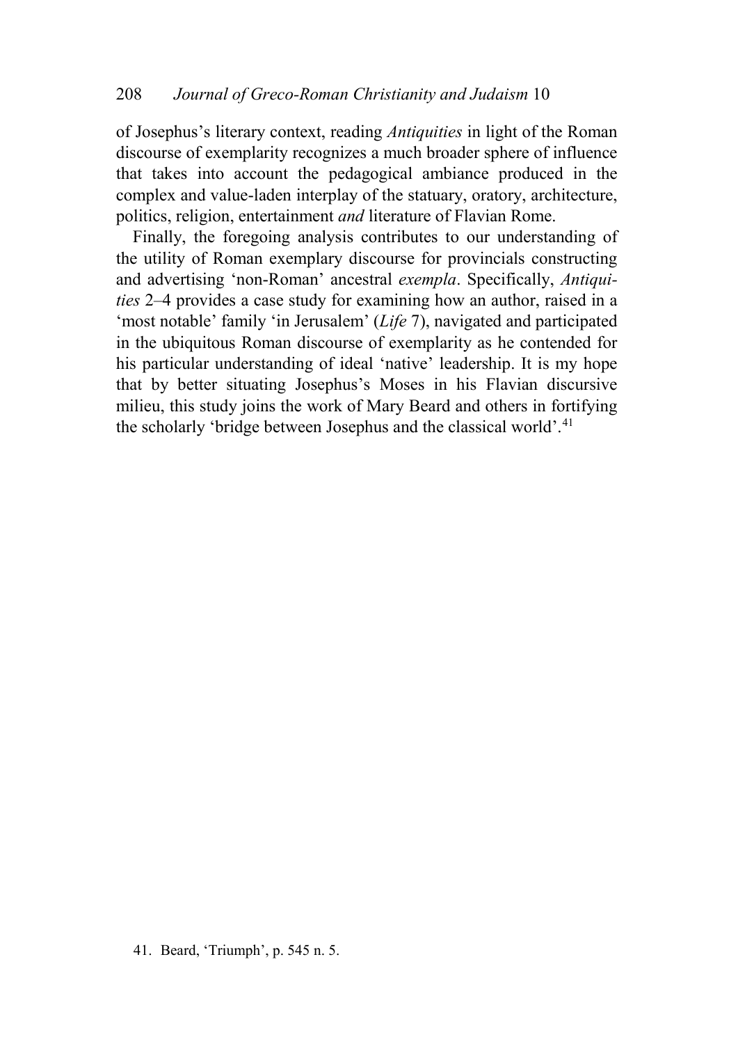of Josephus's literary context, reading *Antiquities* in light of the Roman discourse of exemplarity recognizes a much broader sphere of influence that takes into account the pedagogical ambiance produced in the complex and value-laden interplay of the statuary, oratory, architecture, politics, religion, entertainment *and* literature of Flavian Rome.

Finally, the foregoing analysis contributes to our understanding of the utility of Roman exemplary discourse for provincials constructing and advertising 'non-Roman' ancestral *exempla*. Specifically, *Antiquities* 2–4 provides a case study for examining how an author, raised in a 'most notable' family 'in Jerusalem' (*Life* 7), navigated and participated in the ubiquitous Roman discourse of exemplarity as he contended for his particular understanding of ideal 'native' leadership. It is my hope that by better situating Josephus's Moses in his Flavian discursive milieu, this study joins the work of Mary Beard and others in fortifying the scholarly 'bridge between Josephus and the classical world'.[41]

41. Beard, 'Triumph', p. 545 n. 5.